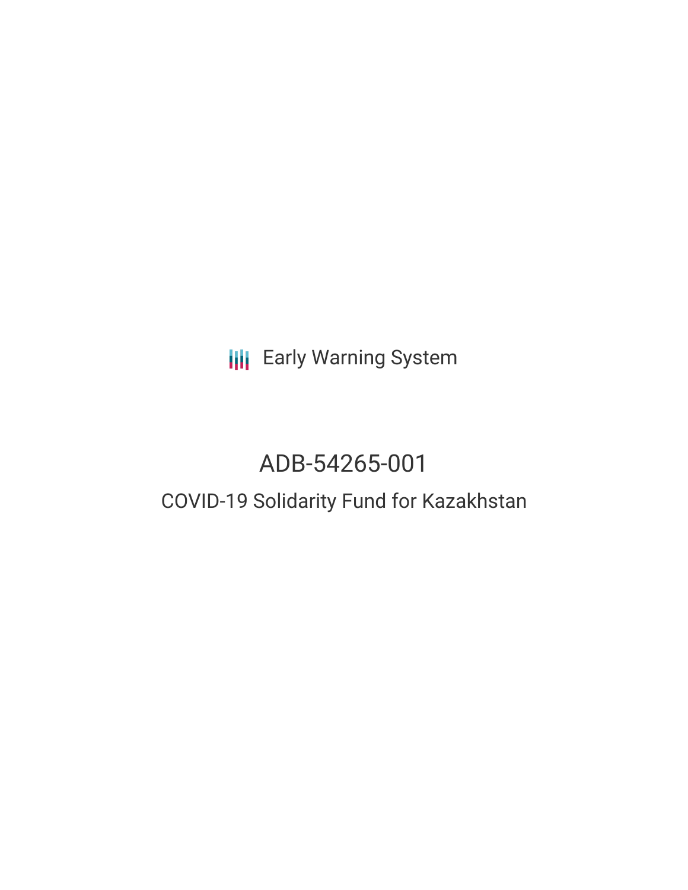Early Warning System

# ADB-54265-001

## COVID-19 Solidarity Fund for Kazakhstan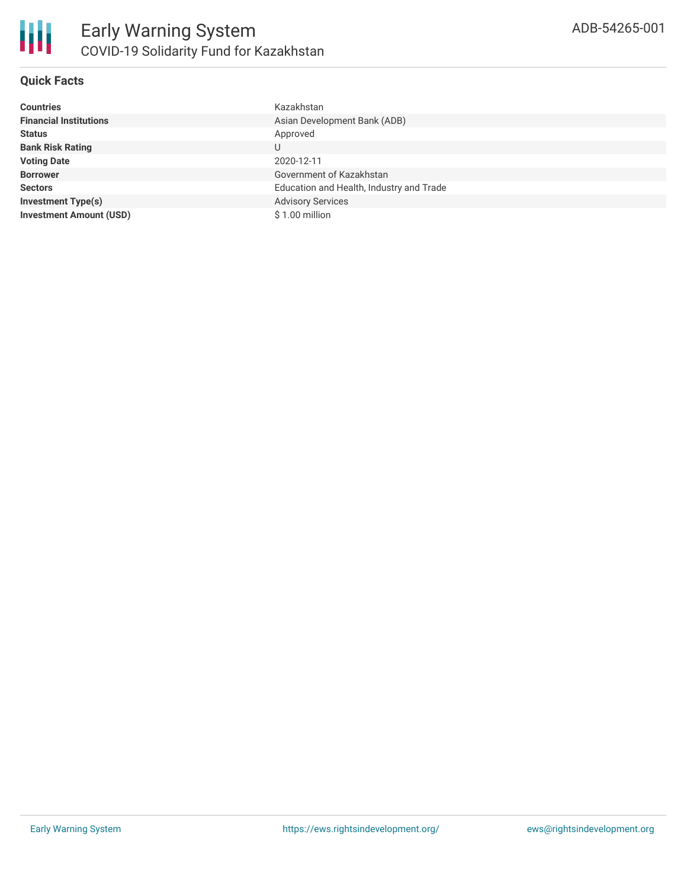# Early Warning System

## COVID-19 Solidarity Fund for Kazakhstan

ADB-54265-001

### Quick Facts

| | |
|---|---|
| **Countries** | Kazakhstan |
| **Financial Institutions** | Asian Development Bank (ADB) |
| **Status** | Approved |
| **Bank Risk Rating** | U |
| **Voting Date** | 2020-12-11 |
| **Borrower** | Government of Kazakhstan |
| **Sectors** | Education and Health, Industry and Trade |
| **Investment Type(s)** | Advisory Services |
| **Investment Amount (USD)** | $ 1.00 million |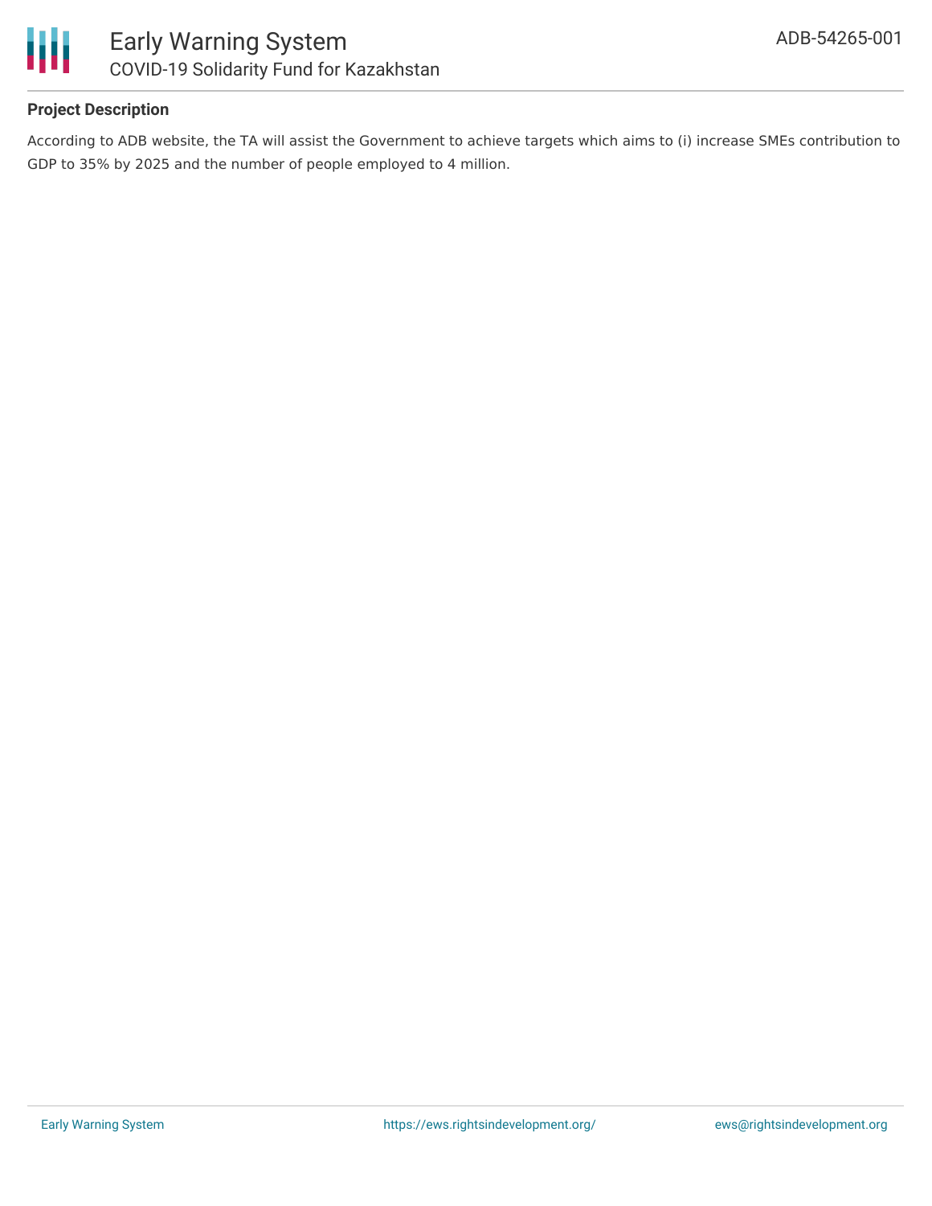## Project Description

According to ADB website, the TA will assist the Government to achieve targets which aims to (i) increase SMEs contribution to GDP to 35% by 2025 and the number of people employed to 4 million.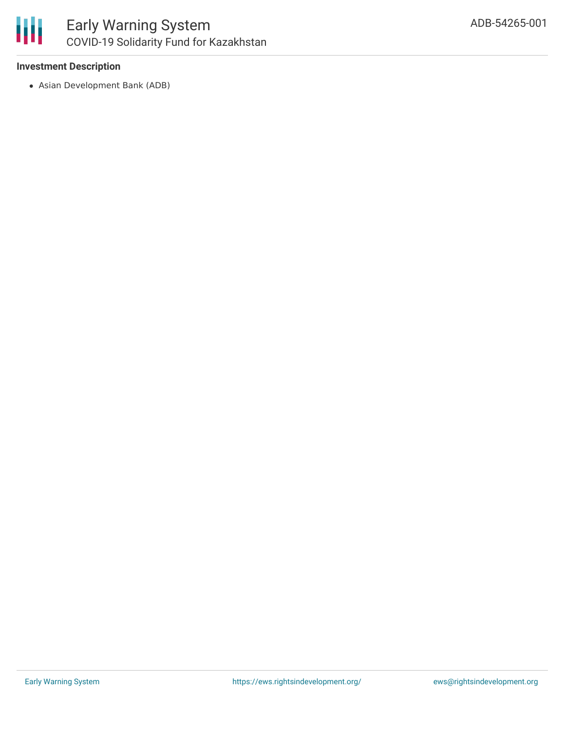### Investment Description

- Asian Development Bank (ADB)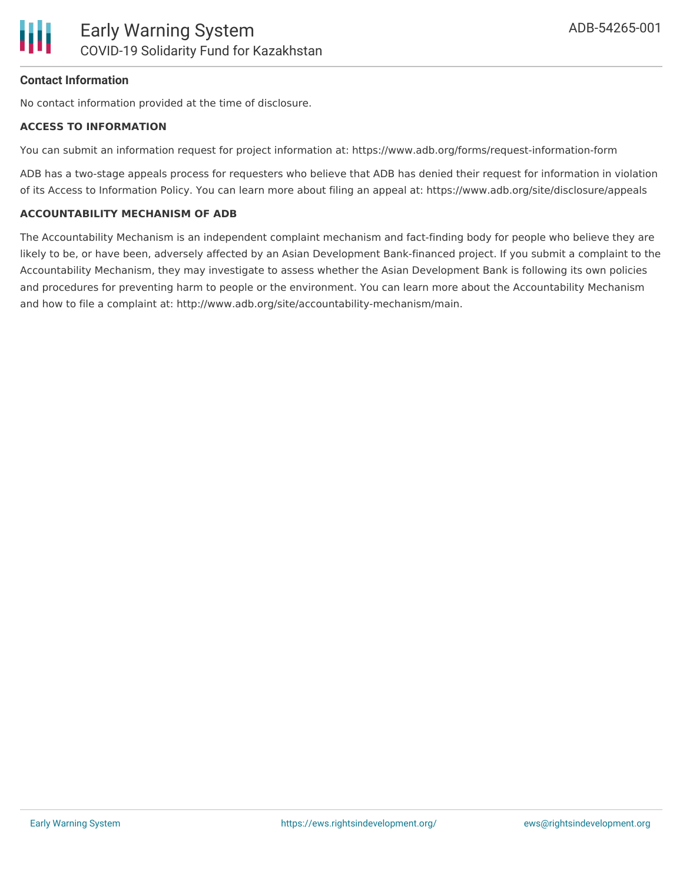**Contact Information**

No contact information provided at the time of disclosure.

**ACCESS TO INFORMATION**

You can submit an information request for project information at: https://www.adb.org/forms/request-information-form

ADB has a two-stage appeals process for requesters who believe that ADB has denied their request for information in violation of its Access to Information Policy. You can learn more about filing an appeal at: https://www.adb.org/site/disclosure/appeals

**ACCOUNTABILITY MECHANISM OF ADB**

The Accountability Mechanism is an independent complaint mechanism and fact-finding body for people who believe they are likely to be, or have been, adversely affected by an Asian Development Bank-financed project. If you submit a complaint to the Accountability Mechanism, they may investigate to assess whether the Asian Development Bank is following its own policies and procedures for preventing harm to people or the environment. You can learn more about the Accountability Mechanism and how to file a complaint at: http://www.adb.org/site/accountability-mechanism/main.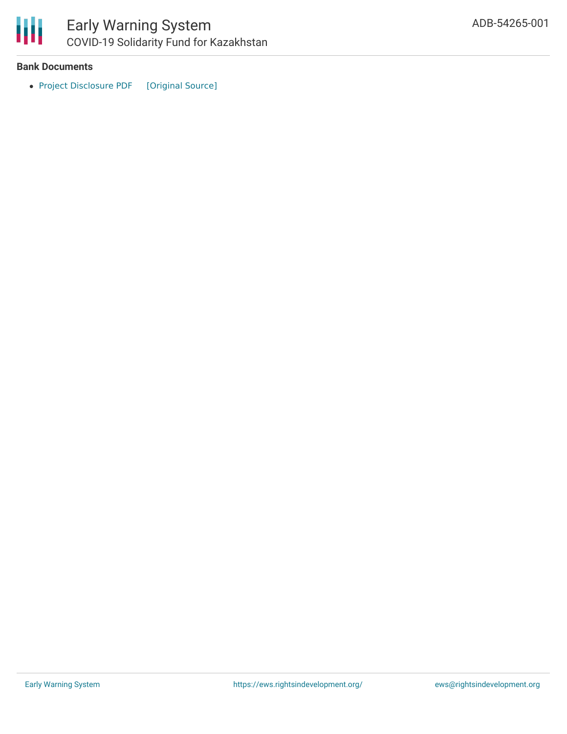**Bank Documents**

- Project Disclosure PDF [Original Source]